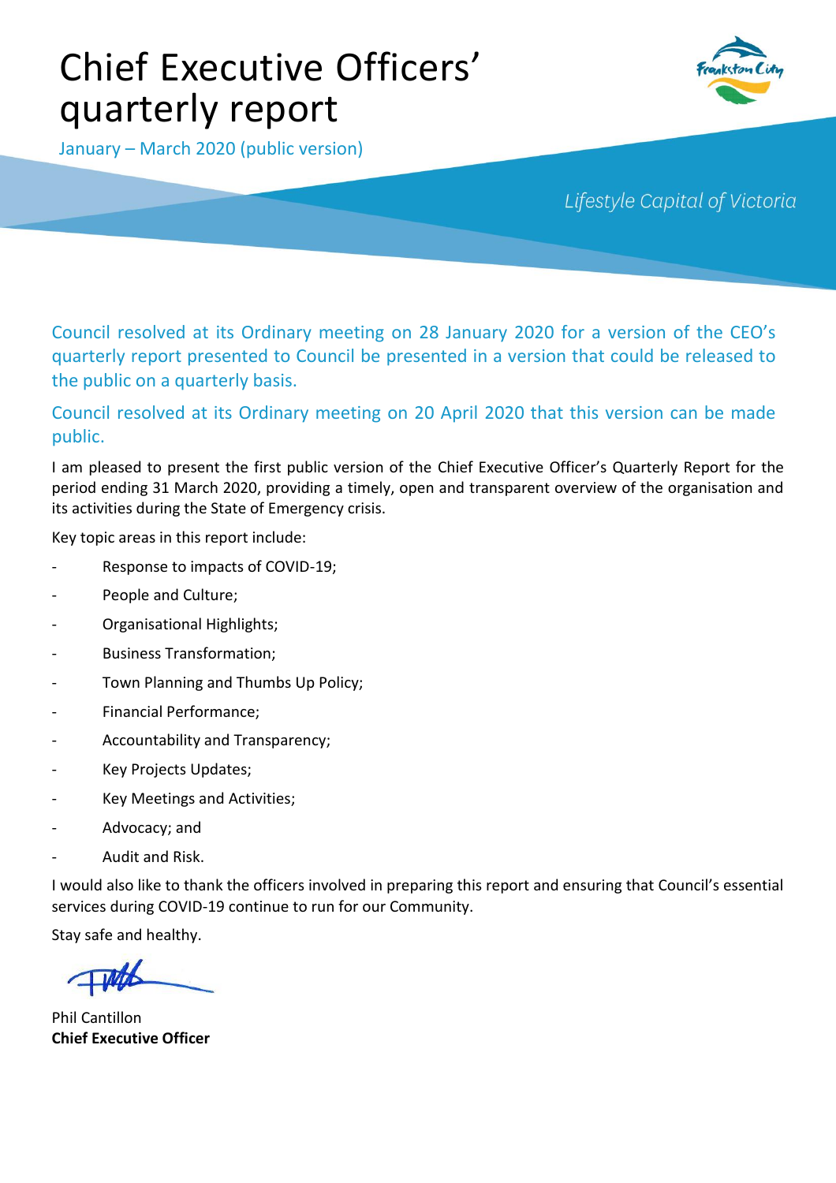# Chief Executive Officers' quarterly report

January – March 2020 (public version)

*Lifestyle Capital of Victoria*

Council resolved at its Ordinary meeting on 28 January 2020 for a version of the CEO's quarterly report presented to Council be presented in a version that could be released to the public on a quarterly basis.

Council resolved at its Ordinary meeting on 20 April 2020 that this version can be made public.

I am pleased to present the first public version of the Chief Executive Officer's Quarterly Report for the period ending 31 March 2020, providing a timely, open and transparent overview of the organisation and its activities during the State of Emergency crisis.

Key topic areas in this report include:

- Response to impacts of COVID-19;
- People and Culture;
- Organisational Highlights;
- Business Transformation;
- Town Planning and Thumbs Up Policy;
- Financial Performance;
- Accountability and Transparency;
- Key Projects Updates;
- Key Meetings and Activities;
- Advocacy; and
- Audit and Risk.

I would also like to thank the officers involved in preparing this report and ensuring that Council's essential services during COVID-19 continue to run for our Community.

Stay safe and healthy.

Phil Cantillon
**Chief Executive Officer**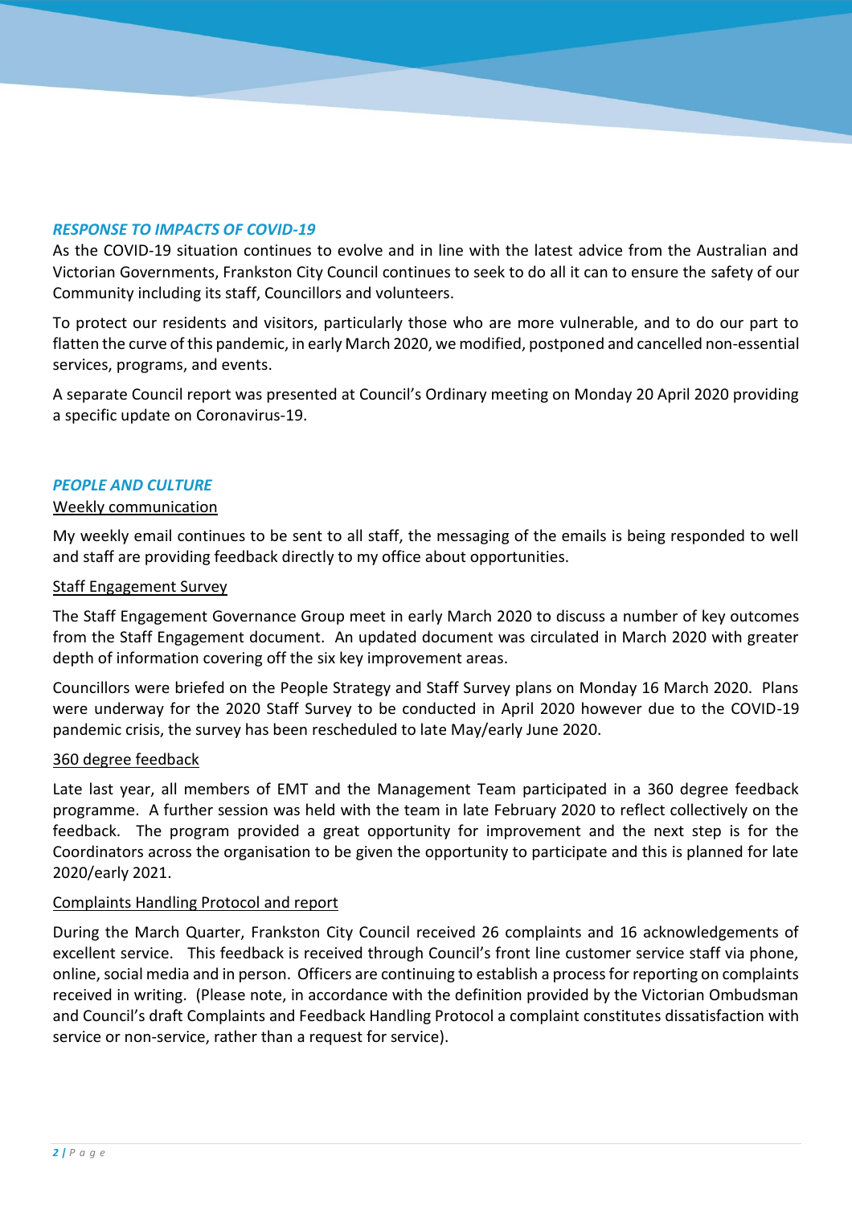## *RESPONSE TO IMPACTS OF COVID-19*

As the COVID-19 situation continues to evolve and in line with the latest advice from the Australian and Victorian Governments, Frankston City Council continues to seek to do all it can to ensure the safety of our Community including its staff, Councillors and volunteers.

To protect our residents and visitors, particularly those who are more vulnerable, and to do our part to flatten the curve of this pandemic, in early March 2020, we modified, postponed and cancelled non-essential services, programs, and events.

A separate Council report was presented at Council's Ordinary meeting on Monday 20 April 2020 providing a specific update on Coronavirus-19.

## *PEOPLE AND CULTURE*

### Weekly communication

My weekly email continues to be sent to all staff, the messaging of the emails is being responded to well and staff are providing feedback directly to my office about opportunities.

### Staff Engagement Survey

The Staff Engagement Governance Group meet in early March 2020 to discuss a number of key outcomes from the Staff Engagement document. An updated document was circulated in March 2020 with greater depth of information covering off the six key improvement areas.

Councillors were briefed on the People Strategy and Staff Survey plans on Monday 16 March 2020. Plans were underway for the 2020 Staff Survey to be conducted in April 2020 however due to the COVID-19 pandemic crisis, the survey has been rescheduled to late May/early June 2020.

### 360 degree feedback

Late last year, all members of EMT and the Management Team participated in a 360 degree feedback programme. A further session was held with the team in late February 2020 to reflect collectively on the feedback. The program provided a great opportunity for improvement and the next step is for the Coordinators across the organisation to be given the opportunity to participate and this is planned for late 2020/early 2021.

### Complaints Handling Protocol and report

During the March Quarter, Frankston City Council received 26 complaints and 16 acknowledgements of excellent service. This feedback is received through Council's front line customer service staff via phone, online, social media and in person. Officers are continuing to establish a process for reporting on complaints received in writing. (Please note, in accordance with the definition provided by the Victorian Ombudsman and Council's draft Complaints and Feedback Handling Protocol a complaint constitutes dissatisfaction with service or non-service, rather than a request for service).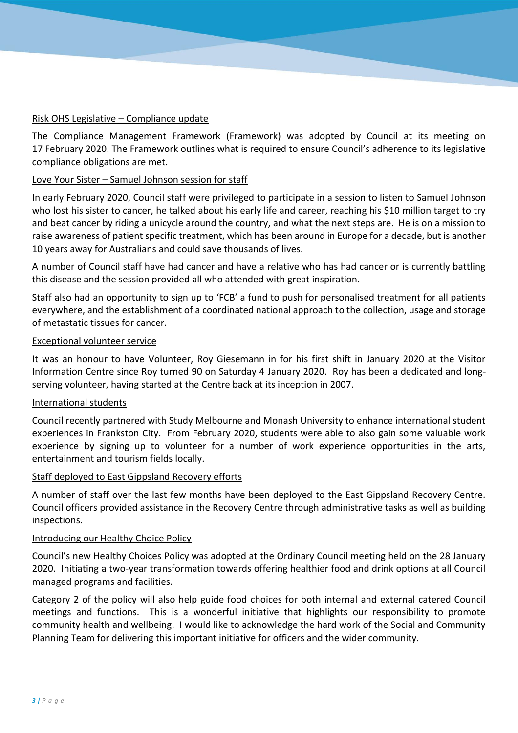<u>Risk OHS Legislative – Compliance update</u>

The Compliance Management Framework (Framework) was adopted by Council at its meeting on 17 February 2020. The Framework outlines what is required to ensure Council's adherence to its legislative compliance obligations are met.

<u>Love Your Sister – Samuel Johnson session for staff</u>

In early February 2020, Council staff were privileged to participate in a session to listen to Samuel Johnson who lost his sister to cancer, he talked about his early life and career, reaching his $10 million target to try and beat cancer by riding a unicycle around the country, and what the next steps are. He is on a mission to raise awareness of patient specific treatment, which has been around in Europe for a decade, but is another 10 years away for Australians and could save thousands of lives.

A number of Council staff have had cancer and have a relative who has had cancer or is currently battling this disease and the session provided all who attended with great inspiration.

Staff also had an opportunity to sign up to 'FCB' a fund to push for personalised treatment for all patients everywhere, and the establishment of a coordinated national approach to the collection, usage and storage of metastatic tissues for cancer.

<u>Exceptional volunteer service</u>

It was an honour to have Volunteer, Roy Giesemann in for his first shift in January 2020 at the Visitor Information Centre since Roy turned 90 on Saturday 4 January 2020. Roy has been a dedicated and long-serving volunteer, having started at the Centre back at its inception in 2007.

<u>International students</u>

Council recently partnered with Study Melbourne and Monash University to enhance international student experiences in Frankston City. From February 2020, students were able to also gain some valuable work experience by signing up to volunteer for a number of work experience opportunities in the arts, entertainment and tourism fields locally.

<u>Staff deployed to East Gippsland Recovery efforts</u>

A number of staff over the last few months have been deployed to the East Gippsland Recovery Centre. Council officers provided assistance in the Recovery Centre through administrative tasks as well as building inspections.

<u>Introducing our Healthy Choice Policy</u>

Council's new Healthy Choices Policy was adopted at the Ordinary Council meeting held on the 28 January 2020. Initiating a two-year transformation towards offering healthier food and drink options at all Council managed programs and facilities.

Category 2 of the policy will also help guide food choices for both internal and external catered Council meetings and functions. This is a wonderful initiative that highlights our responsibility to promote community health and wellbeing. I would like to acknowledge the hard work of the Social and Community Planning Team for delivering this important initiative for officers and the wider community.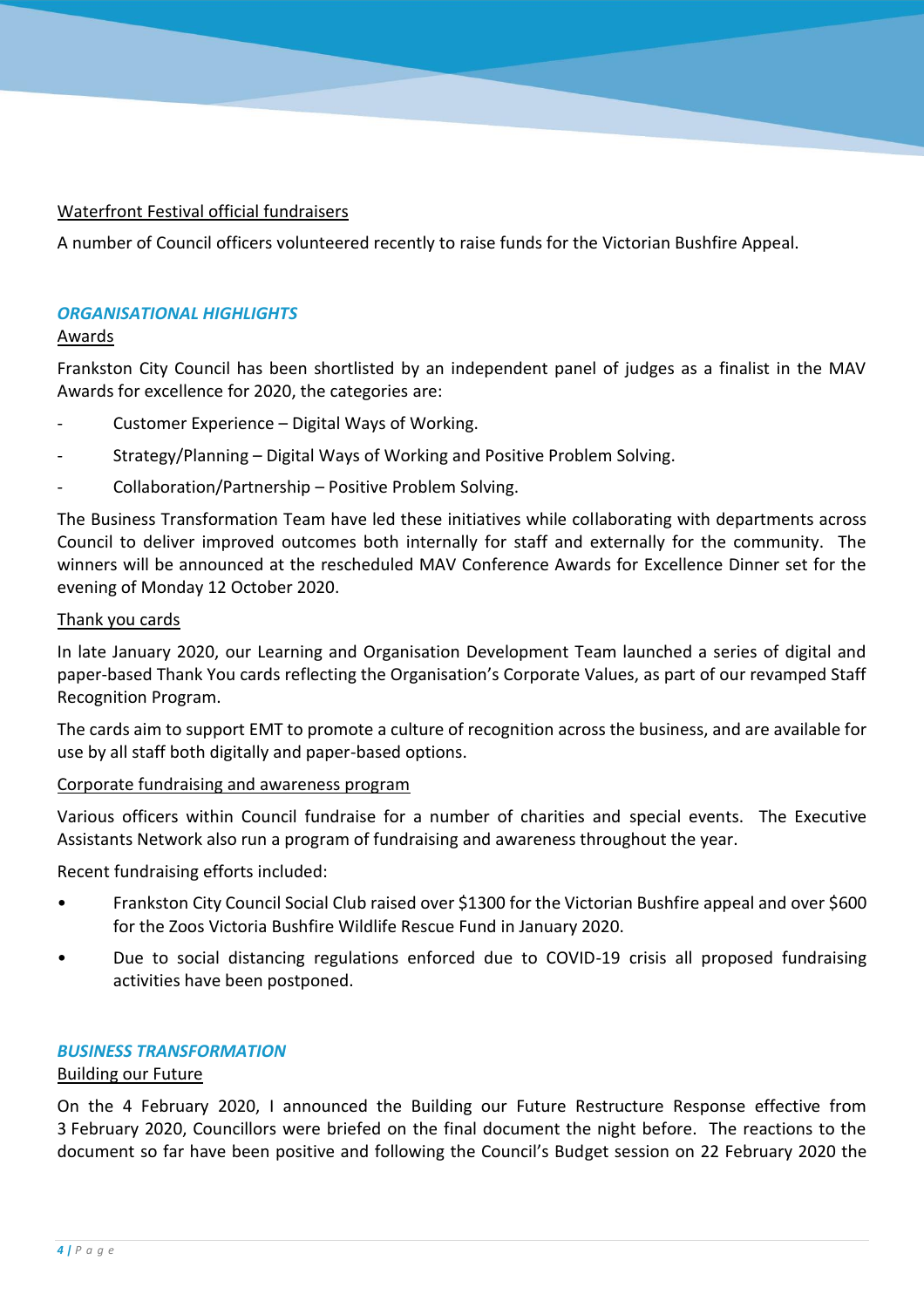<u>Waterfront Festival official fundraisers</u>

A number of Council officers volunteered recently to raise funds for the Victorian Bushfire Appeal.

### *ORGANISATIONAL HIGHLIGHTS*

<u>Awards</u>

Frankston City Council has been shortlisted by an independent panel of judges as a finalist in the MAV Awards for excellence for 2020, the categories are:

- Customer Experience – Digital Ways of Working.
- Strategy/Planning – Digital Ways of Working and Positive Problem Solving.
- Collaboration/Partnership – Positive Problem Solving.

The Business Transformation Team have led these initiatives while collaborating with departments across Council to deliver improved outcomes both internally for staff and externally for the community. The winners will be announced at the rescheduled MAV Conference Awards for Excellence Dinner set for the evening of Monday 12 October 2020.

<u>Thank you cards</u>

In late January 2020, our Learning and Organisation Development Team launched a series of digital and paper-based Thank You cards reflecting the Organisation's Corporate Values, as part of our revamped Staff Recognition Program.

The cards aim to support EMT to promote a culture of recognition across the business, and are available for use by all staff both digitally and paper-based options.

<u>Corporate fundraising and awareness program</u>

Various officers within Council fundraise for a number of charities and special events. The Executive Assistants Network also run a program of fundraising and awareness throughout the year.

Recent fundraising efforts included:

- Frankston City Council Social Club raised over $1300 for the Victorian Bushfire appeal and over $600 for the Zoos Victoria Bushfire Wildlife Rescue Fund in January 2020.
- Due to social distancing regulations enforced due to COVID-19 crisis all proposed fundraising activities have been postponed.

### *BUSINESS TRANSFORMATION*

<u>Building our Future</u>

On the 4 February 2020, I announced the Building our Future Restructure Response effective from 3 February 2020, Councillors were briefed on the final document the night before. The reactions to the document so far have been positive and following the Council's Budget session on 22 February 2020 the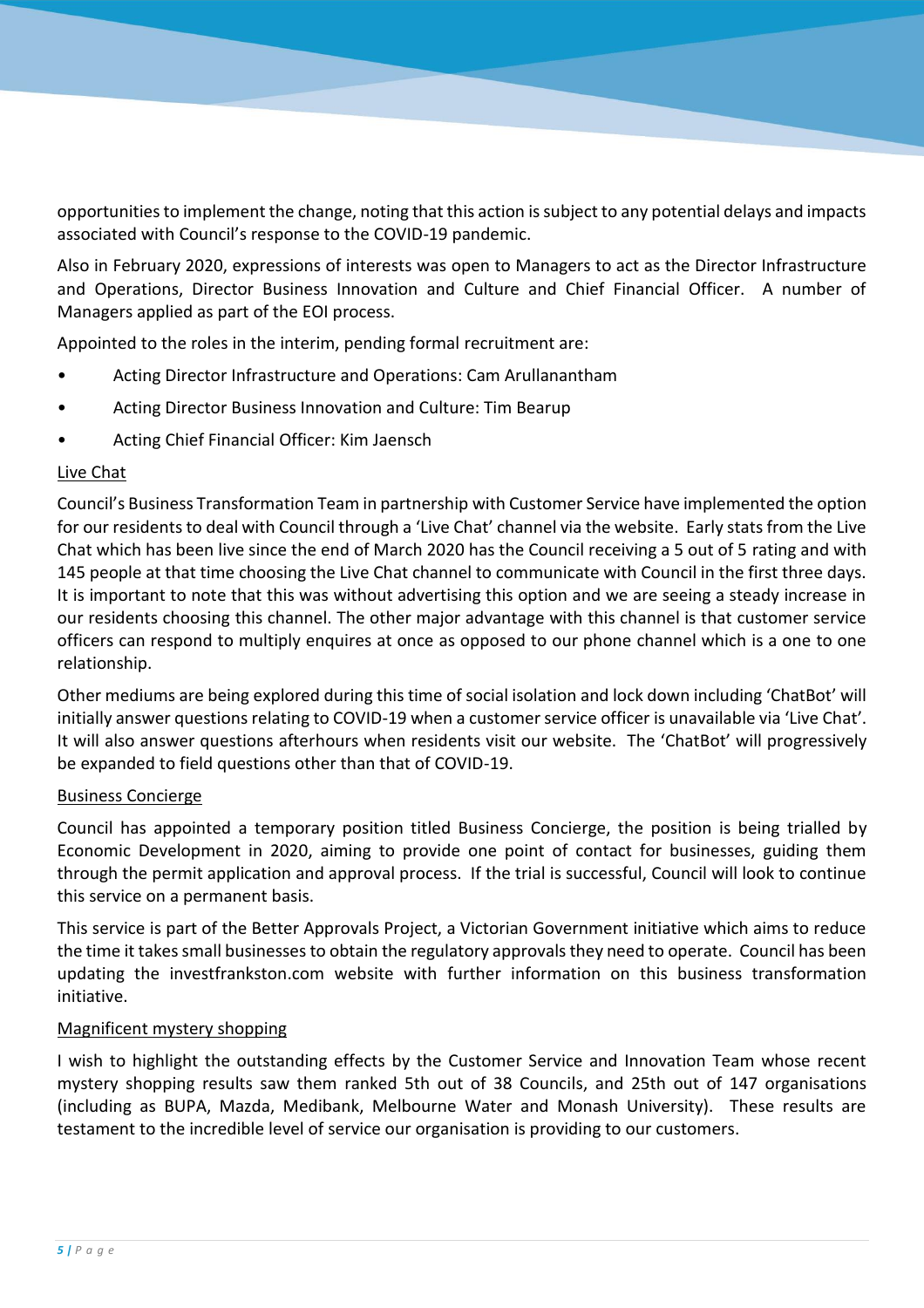opportunities to implement the change, noting that this action is subject to any potential delays and impacts associated with Council's response to the COVID-19 pandemic.

Also in February 2020, expressions of interests was open to Managers to act as the Director Infrastructure and Operations, Director Business Innovation and Culture and Chief Financial Officer. A number of Managers applied as part of the EOI process.

Appointed to the roles in the interim, pending formal recruitment are:

- Acting Director Infrastructure and Operations: Cam Arullanantham
- Acting Director Business Innovation and Culture: Tim Bearup
- Acting Chief Financial Officer: Kim Jaensch

<u>Live Chat</u>

Council's Business Transformation Team in partnership with Customer Service have implemented the option for our residents to deal with Council through a 'Live Chat' channel via the website. Early stats from the Live Chat which has been live since the end of March 2020 has the Council receiving a 5 out of 5 rating and with 145 people at that time choosing the Live Chat channel to communicate with Council in the first three days. It is important to note that this was without advertising this option and we are seeing a steady increase in our residents choosing this channel. The other major advantage with this channel is that customer service officers can respond to multiply enquires at once as opposed to our phone channel which is a one to one relationship.

Other mediums are being explored during this time of social isolation and lock down including 'ChatBot' will initially answer questions relating to COVID-19 when a customer service officer is unavailable via 'Live Chat'. It will also answer questions afterhours when residents visit our website. The 'ChatBot' will progressively be expanded to field questions other than that of COVID-19.

<u>Business Concierge</u>

Council has appointed a temporary position titled Business Concierge, the position is being trialled by Economic Development in 2020, aiming to provide one point of contact for businesses, guiding them through the permit application and approval process. If the trial is successful, Council will look to continue this service on a permanent basis.

This service is part of the Better Approvals Project, a Victorian Government initiative which aims to reduce the time it takes small businesses to obtain the regulatory approvals they need to operate. Council has been updating the investfrankston.com website with further information on this business transformation initiative.

<u>Magnificent mystery shopping</u>

I wish to highlight the outstanding effects by the Customer Service and Innovation Team whose recent mystery shopping results saw them ranked 5th out of 38 Councils, and 25th out of 147 organisations (including as BUPA, Mazda, Medibank, Melbourne Water and Monash University). These results are testament to the incredible level of service our organisation is providing to our customers.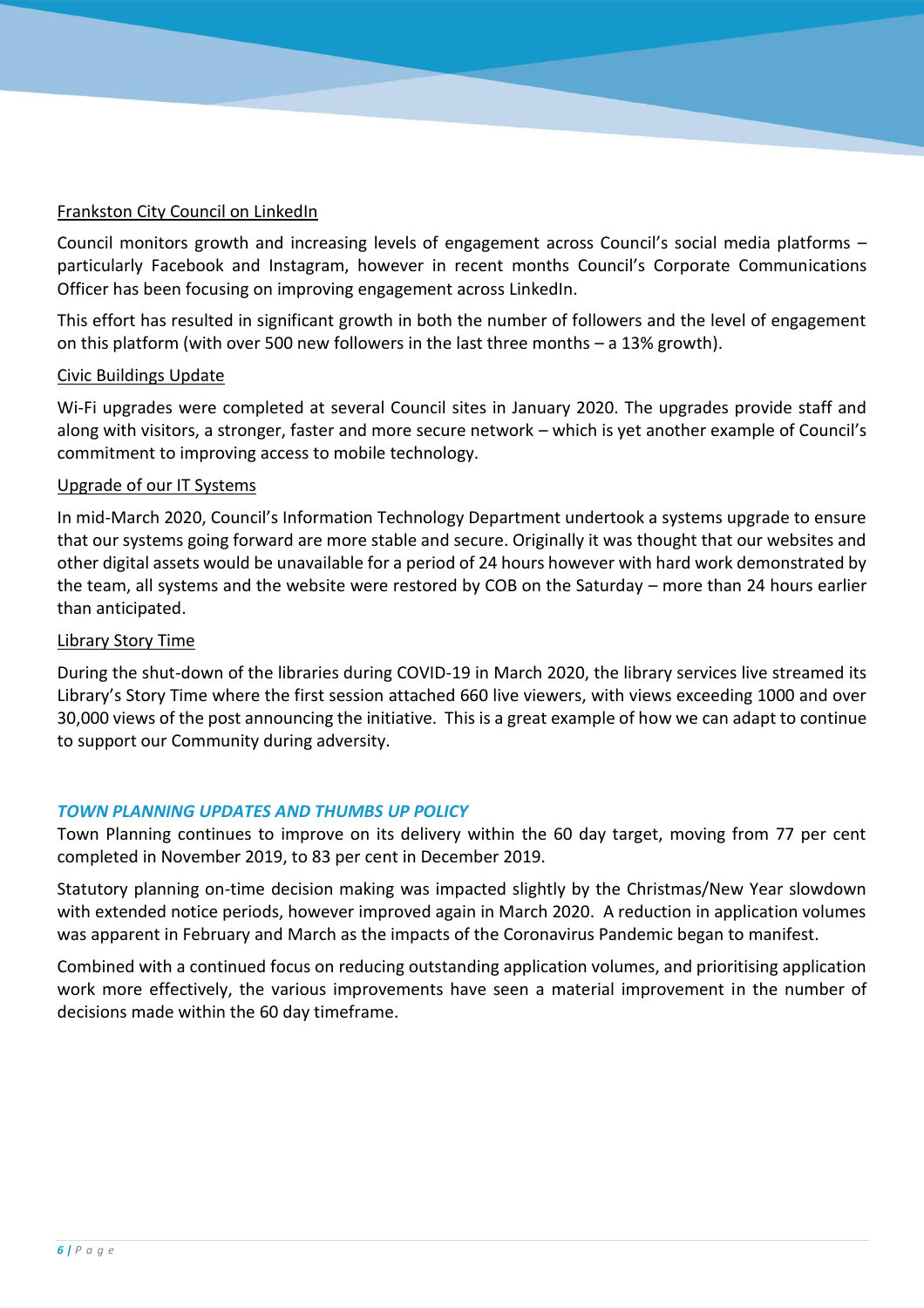### Frankston City Council on LinkedIn

Council monitors growth and increasing levels of engagement across Council's social media platforms – particularly Facebook and Instagram, however in recent months Council's Corporate Communications Officer has been focusing on improving engagement across LinkedIn.

This effort has resulted in significant growth in both the number of followers and the level of engagement on this platform (with over 500 new followers in the last three months – a 13% growth).

### Civic Buildings Update

Wi-Fi upgrades were completed at several Council sites in January 2020. The upgrades provide staff and along with visitors, a stronger, faster and more secure network – which is yet another example of Council's commitment to improving access to mobile technology.

### Upgrade of our IT Systems

In mid-March 2020, Council's Information Technology Department undertook a systems upgrade to ensure that our systems going forward are more stable and secure. Originally it was thought that our websites and other digital assets would be unavailable for a period of 24 hours however with hard work demonstrated by the team, all systems and the website were restored by COB on the Saturday – more than 24 hours earlier than anticipated.

### Library Story Time

During the shut-down of the libraries during COVID-19 in March 2020, the library services live streamed its Library's Story Time where the first session attached 660 live viewers, with views exceeding 1000 and over 30,000 views of the post announcing the initiative. This is a great example of how we can adapt to continue to support our Community during adversity.

## *TOWN PLANNING UPDATES AND THUMBS UP POLICY*

Town Planning continues to improve on its delivery within the 60 day target, moving from 77 per cent completed in November 2019, to 83 per cent in December 2019.

Statutory planning on-time decision making was impacted slightly by the Christmas/New Year slowdown with extended notice periods, however improved again in March 2020. A reduction in application volumes was apparent in February and March as the impacts of the Coronavirus Pandemic began to manifest.

Combined with a continued focus on reducing outstanding application volumes, and prioritising application work more effectively, the various improvements have seen a material improvement in the number of decisions made within the 60 day timeframe.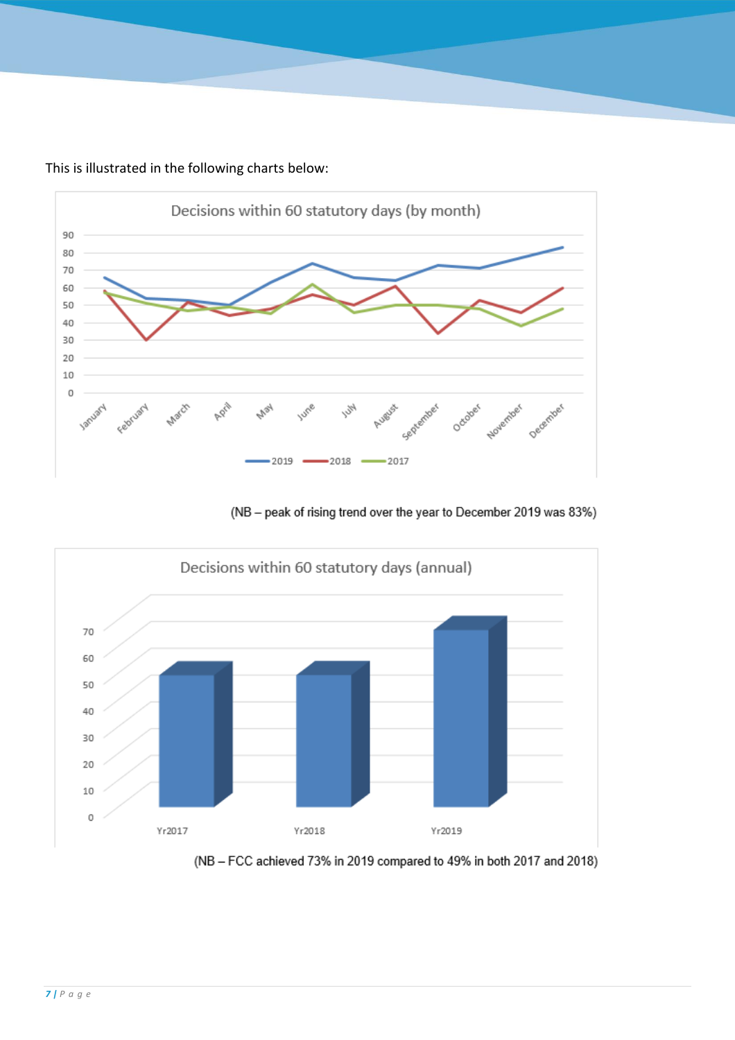This is illustrated in the following charts below:

(NB – peak of rising trend over the year to December 2019 was 83%)

(NB – FCC achieved 73% in 2019 compared to 49% in both 2017 and 2018)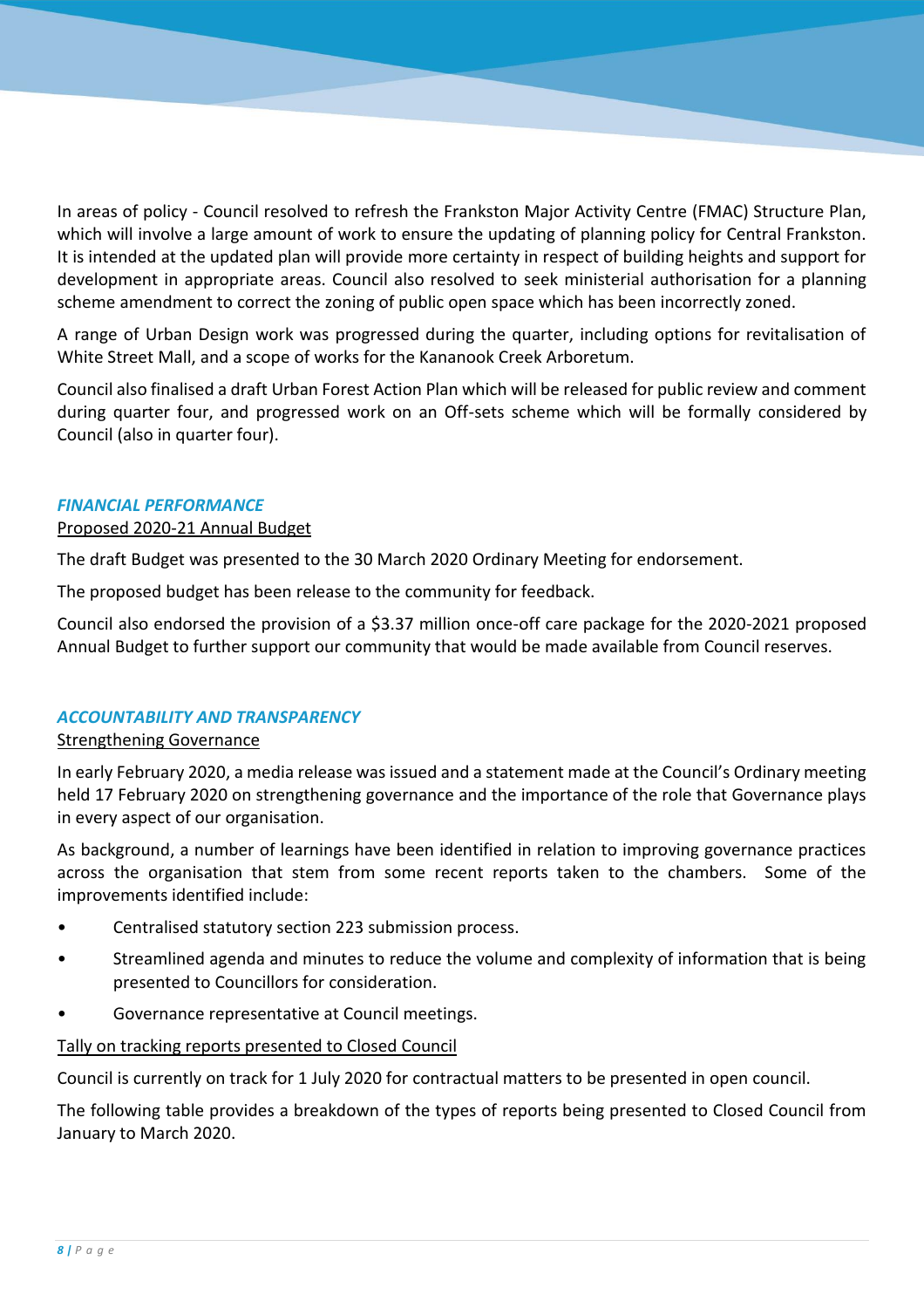In areas of policy - Council resolved to refresh the Frankston Major Activity Centre (FMAC) Structure Plan, which will involve a large amount of work to ensure the updating of planning policy for Central Frankston. It is intended at the updated plan will provide more certainty in respect of building heights and support for development in appropriate areas. Council also resolved to seek ministerial authorisation for a planning scheme amendment to correct the zoning of public open space which has been incorrectly zoned.

A range of Urban Design work was progressed during the quarter, including options for revitalisation of White Street Mall, and a scope of works for the Kananook Creek Arboretum.

Council also finalised a draft Urban Forest Action Plan which will be released for public review and comment during quarter four, and progressed work on an Off-sets scheme which will be formally considered by Council (also in quarter four).

### *FINANCIAL PERFORMANCE*

Proposed 2020-21 Annual Budget

The draft Budget was presented to the 30 March 2020 Ordinary Meeting for endorsement.

The proposed budget has been release to the community for feedback.

Council also endorsed the provision of a $3.37 million once-off care package for the 2020-2021 proposed Annual Budget to further support our community that would be made available from Council reserves.

### *ACCOUNTABILITY AND TRANSPARENCY*

Strengthening Governance

In early February 2020, a media release was issued and a statement made at the Council's Ordinary meeting held 17 February 2020 on strengthening governance and the importance of the role that Governance plays in every aspect of our organisation.

As background, a number of learnings have been identified in relation to improving governance practices across the organisation that stem from some recent reports taken to the chambers. Some of the improvements identified include:

- Centralised statutory section 223 submission process.
- Streamlined agenda and minutes to reduce the volume and complexity of information that is being presented to Councillors for consideration.
- Governance representative at Council meetings.

Tally on tracking reports presented to Closed Council

Council is currently on track for 1 July 2020 for contractual matters to be presented in open council.

The following table provides a breakdown of the types of reports being presented to Closed Council from January to March 2020.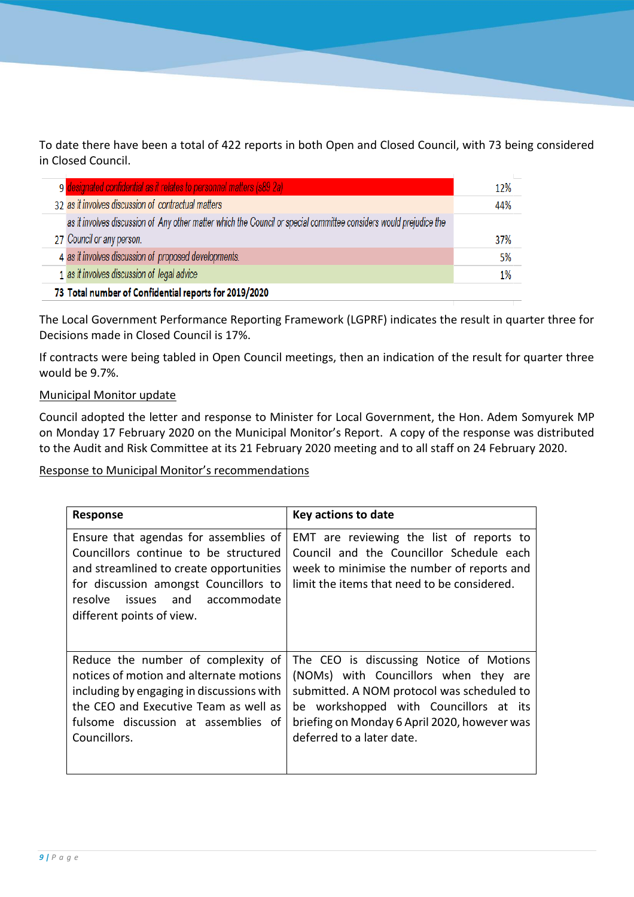To date there have been a total of 422 reports in both Open and Closed Council, with 73 being considered in Closed Council.

| | | |
|---|---|---|
| 9 | designated confidential as it relates to personnel matters (s89 2a) | 12% |
| 32 | as it involves discussion of contractual matters | 44% |
| 27 | as it involves discussion of Any other matter which the Council or special committee considers would prejudice the Council or any person. | 37% |
| 4 | as it involves discussion of proposed developments. | 5% |
| 1 | as it involves discussion of legal advice | 1% |
| **73** | **Total number of Confidential reports for 2019/2020** | |

The Local Government Performance Reporting Framework (LGPRF) indicates the result in quarter three for Decisions made in Closed Council is 17%.

If contracts were being tabled in Open Council meetings, then an indication of the result for quarter three would be 9.7%.

Municipal Monitor update

Council adopted the letter and response to Minister for Local Government, the Hon. Adem Somyurek MP on Monday 17 February 2020 on the Municipal Monitor's Report. A copy of the response was distributed to the Audit and Risk Committee at its 21 February 2020 meeting and to all staff on 24 February 2020.

Response to Municipal Monitor's recommendations

| Response | Key actions to date |
|---|---|
| Ensure that agendas for assemblies of Councillors continue to be structured and streamlined to create opportunities for discussion amongst Councillors to resolve issues and accommodate different points of view. | EMT are reviewing the list of reports to Council and the Councillor Schedule each week to minimise the number of reports and limit the items that need to be considered. |
| Reduce the number of complexity of notices of motion and alternate motions including by engaging in discussions with the CEO and Executive Team as well as fulsome discussion at assemblies of Councillors. | The CEO is discussing Notice of Motions (NOMs) with Councillors when they are submitted. A NOM protocol was scheduled to be workshopped with Councillors at its briefing on Monday 6 April 2020, however was deferred to a later date. |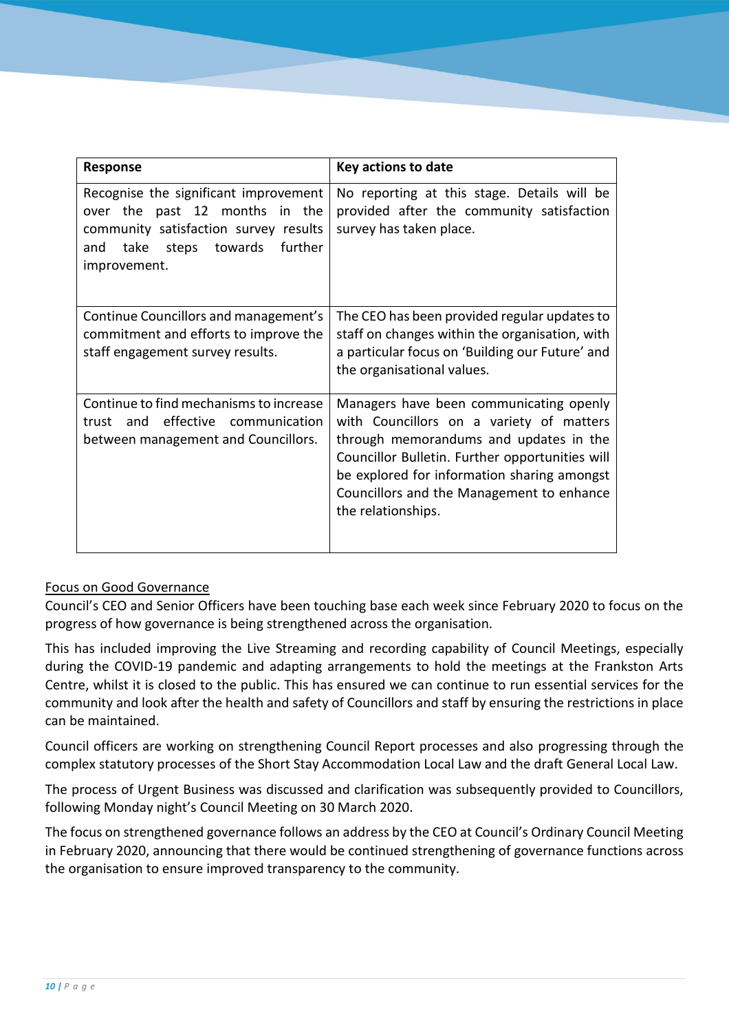| Response | Key actions to date |
| --- | --- |
| Recognise the significant improvement over the past 12 months in the community satisfaction survey results and take steps towards further improvement. | No reporting at this stage. Details will be provided after the community satisfaction survey has taken place. |
| Continue Councillors and management's commitment and efforts to improve the staff engagement survey results. | The CEO has been provided regular updates to staff on changes within the organisation, with a particular focus on 'Building our Future' and the organisational values. |
| Continue to find mechanisms to increase trust and effective communication between management and Councillors. | Managers have been communicating openly with Councillors on a variety of matters through memorandums and updates in the Councillor Bulletin. Further opportunities will be explored for information sharing amongst Councillors and the Management to enhance the relationships. |

<u>Focus on Good Governance</u>

Council's CEO and Senior Officers have been touching base each week since February 2020 to focus on the progress of how governance is being strengthened across the organisation.

This has included improving the Live Streaming and recording capability of Council Meetings, especially during the COVID-19 pandemic and adapting arrangements to hold the meetings at the Frankston Arts Centre, whilst it is closed to the public. This has ensured we can continue to run essential services for the community and look after the health and safety of Councillors and staff by ensuring the restrictions in place can be maintained.

Council officers are working on strengthening Council Report processes and also progressing through the complex statutory processes of the Short Stay Accommodation Local Law and the draft General Local Law.

The process of Urgent Business was discussed and clarification was subsequently provided to Councillors, following Monday night's Council Meeting on 30 March 2020.

The focus on strengthened governance follows an address by the CEO at Council's Ordinary Council Meeting in February 2020, announcing that there would be continued strengthening of governance functions across the organisation to ensure improved transparency to the community.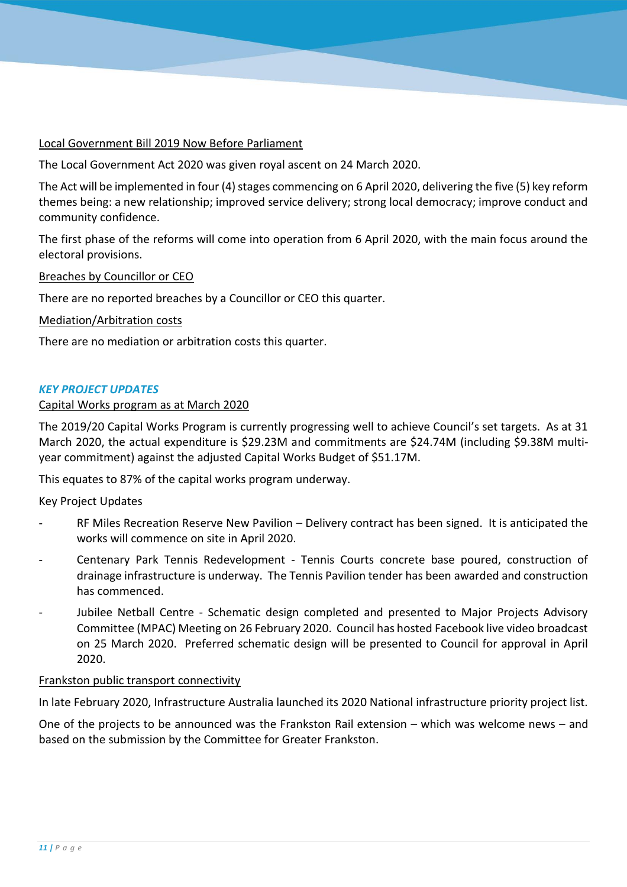Local Government Bill 2019 Now Before Parliament

The Local Government Act 2020 was given royal ascent on 24 March 2020.

The Act will be implemented in four (4) stages commencing on 6 April 2020, delivering the five (5) key reform themes being: a new relationship; improved service delivery; strong local democracy; improve conduct and community confidence.

The first phase of the reforms will come into operation from 6 April 2020, with the main focus around the electoral provisions.

Breaches by Councillor or CEO

There are no reported breaches by a Councillor or CEO this quarter.

Mediation/Arbitration costs

There are no mediation or arbitration costs this quarter.

## *KEY PROJECT UPDATES*

Capital Works program as at March 2020

The 2019/20 Capital Works Program is currently progressing well to achieve Council's set targets. As at 31 March 2020, the actual expenditure is $29.23M and commitments are $24.74M (including $9.38M multi-year commitment) against the adjusted Capital Works Budget of $51.17M.

This equates to 87% of the capital works program underway.

Key Project Updates

- RF Miles Recreation Reserve New Pavilion – Delivery contract has been signed. It is anticipated the works will commence on site in April 2020.
- Centenary Park Tennis Redevelopment - Tennis Courts concrete base poured, construction of drainage infrastructure is underway. The Tennis Pavilion tender has been awarded and construction has commenced.
- Jubilee Netball Centre - Schematic design completed and presented to Major Projects Advisory Committee (MPAC) Meeting on 26 February 2020. Council has hosted Facebook live video broadcast on 25 March 2020. Preferred schematic design will be presented to Council for approval in April 2020.

Frankston public transport connectivity

In late February 2020, Infrastructure Australia launched its 2020 National infrastructure priority project list.

One of the projects to be announced was the Frankston Rail extension – which was welcome news – and based on the submission by the Committee for Greater Frankston.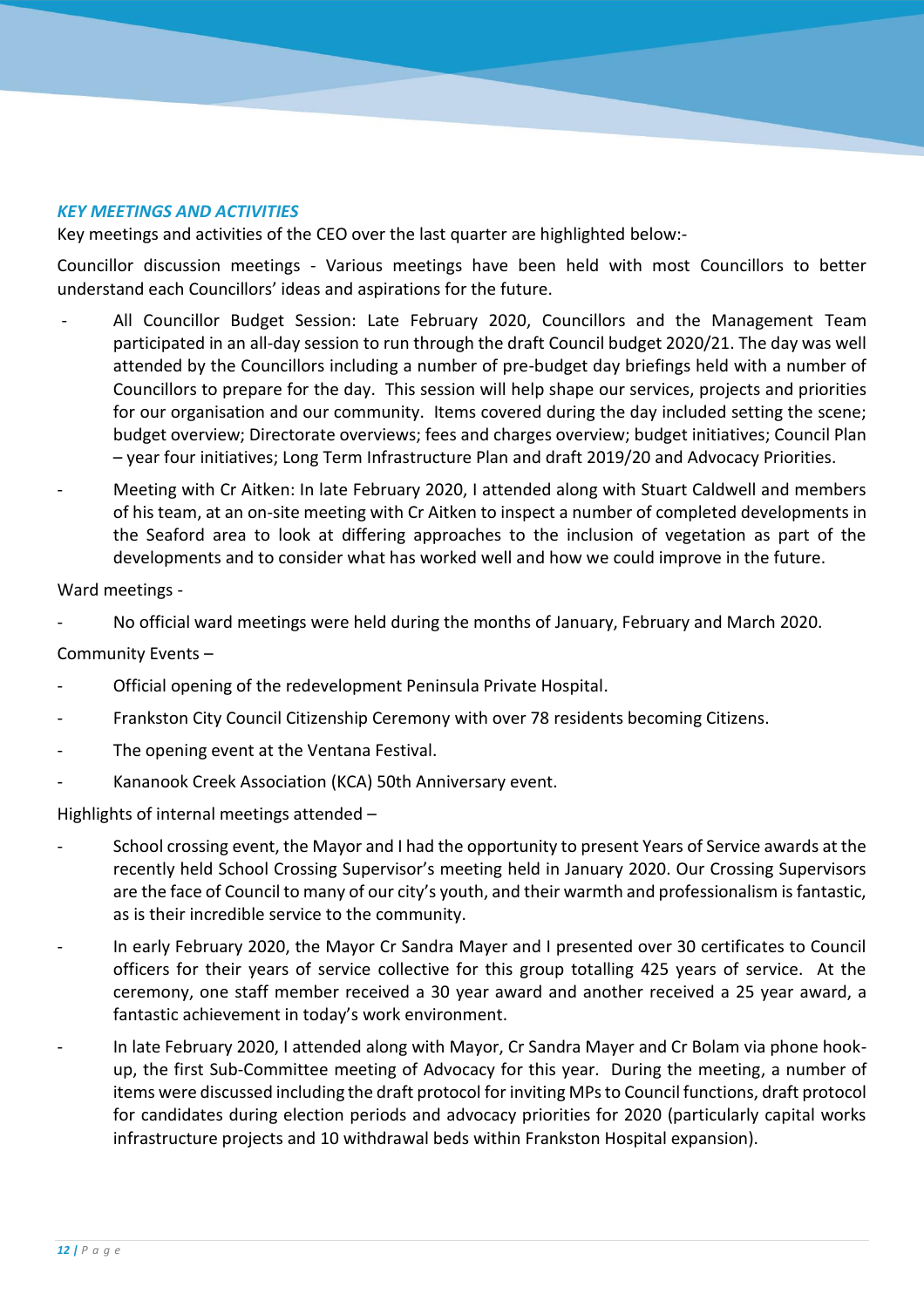### *KEY MEETINGS AND ACTIVITIES*

Key meetings and activities of the CEO over the last quarter are highlighted below:-

Councillor discussion meetings - Various meetings have been held with most Councillors to better understand each Councillors' ideas and aspirations for the future.

- All Councillor Budget Session: Late February 2020, Councillors and the Management Team participated in an all-day session to run through the draft Council budget 2020/21. The day was well attended by the Councillors including a number of pre-budget day briefings held with a number of Councillors to prepare for the day. This session will help shape our services, projects and priorities for our organisation and our community. Items covered during the day included setting the scene; budget overview; Directorate overviews; fees and charges overview; budget initiatives; Council Plan – year four initiatives; Long Term Infrastructure Plan and draft 2019/20 and Advocacy Priorities.
- Meeting with Cr Aitken: In late February 2020, I attended along with Stuart Caldwell and members of his team, at an on-site meeting with Cr Aitken to inspect a number of completed developments in the Seaford area to look at differing approaches to the inclusion of vegetation as part of the developments and to consider what has worked well and how we could improve in the future.

Ward meetings -

- No official ward meetings were held during the months of January, February and March 2020.

Community Events –

- Official opening of the redevelopment Peninsula Private Hospital.
- Frankston City Council Citizenship Ceremony with over 78 residents becoming Citizens.
- The opening event at the Ventana Festival.
- Kananook Creek Association (KCA) 50th Anniversary event.

Highlights of internal meetings attended –

- School crossing event, the Mayor and I had the opportunity to present Years of Service awards at the recently held School Crossing Supervisor's meeting held in January 2020. Our Crossing Supervisors are the face of Council to many of our city's youth, and their warmth and professionalism is fantastic, as is their incredible service to the community.
- In early February 2020, the Mayor Cr Sandra Mayer and I presented over 30 certificates to Council officers for their years of service collective for this group totalling 425 years of service. At the ceremony, one staff member received a 30 year award and another received a 25 year award, a fantastic achievement in today's work environment.
- In late February 2020, I attended along with Mayor, Cr Sandra Mayer and Cr Bolam via phone hook-up, the first Sub-Committee meeting of Advocacy for this year. During the meeting, a number of items were discussed including the draft protocol for inviting MPs to Council functions, draft protocol for candidates during election periods and advocacy priorities for 2020 (particularly capital works infrastructure projects and 10 withdrawal beds within Frankston Hospital expansion).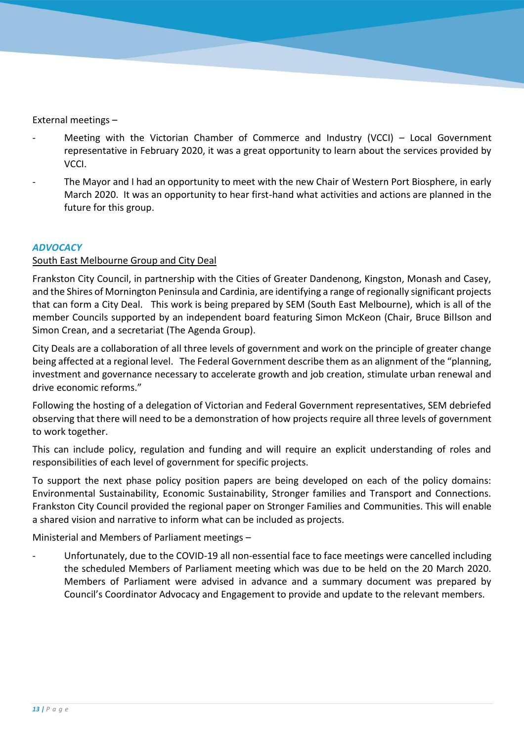External meetings –

- Meeting with the Victorian Chamber of Commerce and Industry (VCCI) – Local Government representative in February 2020, it was a great opportunity to learn about the services provided by VCCI.
- The Mayor and I had an opportunity to meet with the new Chair of Western Port Biosphere, in early March 2020. It was an opportunity to hear first-hand what activities and actions are planned in the future for this group.

### *ADVOCACY*

<u>South East Melbourne Group and City Deal</u>

Frankston City Council, in partnership with the Cities of Greater Dandenong, Kingston, Monash and Casey, and the Shires of Mornington Peninsula and Cardinia, are identifying a range of regionally significant projects that can form a City Deal. This work is being prepared by SEM (South East Melbourne), which is all of the member Councils supported by an independent board featuring Simon McKeon (Chair, Bruce Billson and Simon Crean, and a secretariat (The Agenda Group).

City Deals are a collaboration of all three levels of government and work on the principle of greater change being affected at a regional level. The Federal Government describe them as an alignment of the "planning, investment and governance necessary to accelerate growth and job creation, stimulate urban renewal and drive economic reforms."

Following the hosting of a delegation of Victorian and Federal Government representatives, SEM debriefed observing that there will need to be a demonstration of how projects require all three levels of government to work together.

This can include policy, regulation and funding and will require an explicit understanding of roles and responsibilities of each level of government for specific projects.

To support the next phase policy position papers are being developed on each of the policy domains: Environmental Sustainability, Economic Sustainability, Stronger families and Transport and Connections. Frankston City Council provided the regional paper on Stronger Families and Communities. This will enable a shared vision and narrative to inform what can be included as projects.

Ministerial and Members of Parliament meetings –

- Unfortunately, due to the COVID-19 all non-essential face to face meetings were cancelled including the scheduled Members of Parliament meeting which was due to be held on the 20 March 2020. Members of Parliament were advised in advance and a summary document was prepared by Council's Coordinator Advocacy and Engagement to provide and update to the relevant members.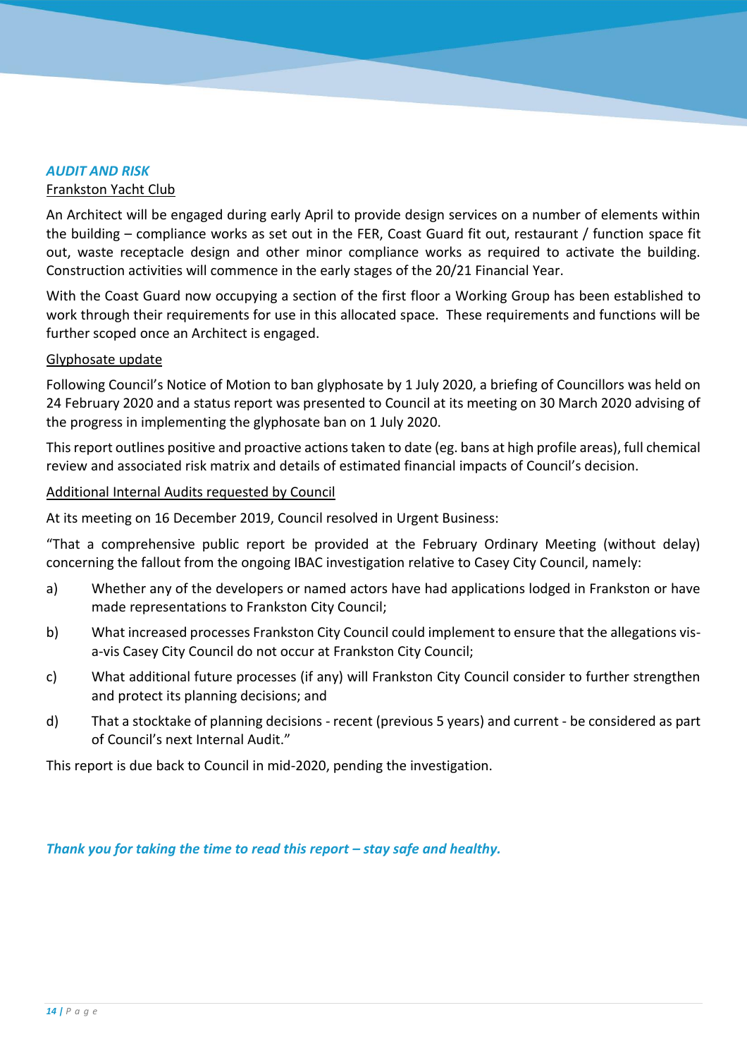### *AUDIT AND RISK*

Frankston Yacht Club

An Architect will be engaged during early April to provide design services on a number of elements within the building – compliance works as set out in the FER, Coast Guard fit out, restaurant / function space fit out, waste receptacle design and other minor compliance works as required to activate the building. Construction activities will commence in the early stages of the 20/21 Financial Year.

With the Coast Guard now occupying a section of the first floor a Working Group has been established to work through their requirements for use in this allocated space. These requirements and functions will be further scoped once an Architect is engaged.

Glyphosate update

Following Council's Notice of Motion to ban glyphosate by 1 July 2020, a briefing of Councillors was held on 24 February 2020 and a status report was presented to Council at its meeting on 30 March 2020 advising of the progress in implementing the glyphosate ban on 1 July 2020.

This report outlines positive and proactive actions taken to date (eg. bans at high profile areas), full chemical review and associated risk matrix and details of estimated financial impacts of Council's decision.

Additional Internal Audits requested by Council

At its meeting on 16 December 2019, Council resolved in Urgent Business:

"That a comprehensive public report be provided at the February Ordinary Meeting (without delay) concerning the fallout from the ongoing IBAC investigation relative to Casey City Council, namely:

a) Whether any of the developers or named actors have had applications lodged in Frankston or have made representations to Frankston City Council;

b) What increased processes Frankston City Council could implement to ensure that the allegations vis-a-vis Casey City Council do not occur at Frankston City Council;

c) What additional future processes (if any) will Frankston City Council consider to further strengthen and protect its planning decisions; and

d) That a stocktake of planning decisions - recent (previous 5 years) and current - be considered as part of Council's next Internal Audit."

This report is due back to Council in mid-2020, pending the investigation.

***Thank you for taking the time to read this report – stay safe and healthy.***